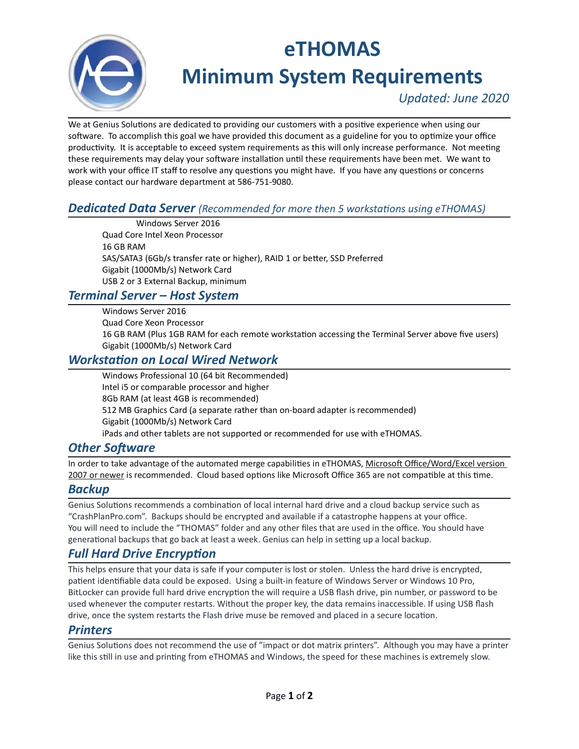# eTHOMAS
# Minimum System Requirements

*Updated: June 2020*

We at Genius Solutions are dedicated to providing our customers with a positive experience when using our software. To accomplish this goal we have provided this document as a guideline for you to optimize your office productivity. It is acceptable to exceed system requirements as this will only increase performance. Not meeting these requirements may delay your software installation until these requirements have been met. We want to work with your office IT staff to resolve any questions you might have. If you have any questions or concerns please contact our hardware department at 586-751-9080.

## *Dedicated Data Server* *(Recommended for more then 5 workstations using eTHOMAS)*

- Windows Server 2016
- Quad Core Intel Xeon Processor
- 16 GB RAM
- SAS/SATA3 (6Gb/s transfer rate or higher), RAID 1 or better, SSD Preferred
- Gigabit (1000Mb/s) Network Card
- USB 2 or 3 External Backup, minimum

## *Terminal Server – Host System*

- Windows Server 2016
- Quad Core Xeon Processor
- 16 GB RAM (Plus 1GB RAM for each remote workstation accessing the Terminal Server above five users)
- Gigabit (1000Mb/s) Network Card

## *Workstation on Local Wired Network*

- Windows Professional 10 (64 bit Recommended)
- Intel i5 or comparable processor and higher
- 8Gb RAM (at least 4GB is recommended)
- 512 MB Graphics Card (a separate rather than on-board adapter is recommended)
- Gigabit (1000Mb/s) Network Card
- iPads and other tablets are not supported or recommended for use with eTHOMAS.

## *Other Software*

In order to take advantage of the automated merge capabilities in eTHOMAS, Microsoft Office/Word/Excel version 2007 or newer is recommended. Cloud based options like Microsoft Office 365 are not compatible at this time.

## *Backup*

Genius Solutions recommends a combination of local internal hard drive and a cloud backup service such as "CrashPlanPro.com". Backups should be encrypted and available if a catastrophe happens at your office. You will need to include the "THOMAS" folder and any other files that are used in the office. You should have generational backups that go back at least a week. Genius can help in setting up a local backup.

## *Full Hard Drive Encryption*

This helps ensure that your data is safe if your computer is lost or stolen. Unless the hard drive is encrypted, patient identifiable data could be exposed. Using a built-in feature of Windows Server or Windows 10 Pro, BitLocker can provide full hard drive encryption the will require a USB flash drive, pin number, or password to be used whenever the computer restarts. Without the proper key, the data remains inaccessible. If using USB flash drive, once the system restarts the Flash drive muse be removed and placed in a secure location.

## *Printers*

Genius Solutions does not recommend the use of "impact or dot matrix printers". Although you may have a printer like this still in use and printing from eTHOMAS and Windows, the speed for these machines is extremely slow.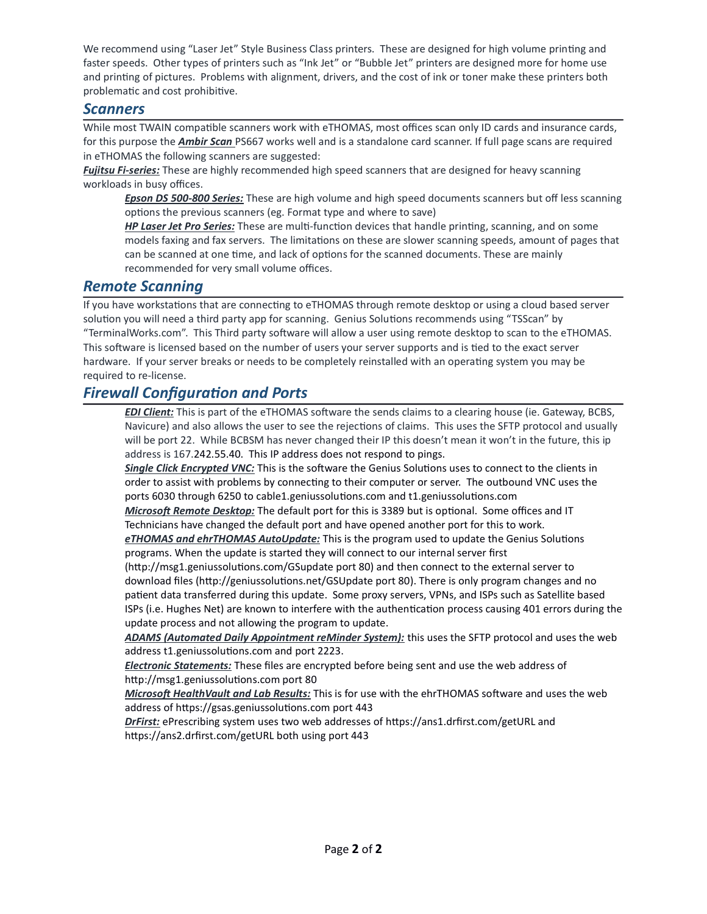We recommend using "Laser Jet" Style Business Class printers. These are designed for high volume printing and faster speeds. Other types of printers such as "Ink Jet" or "Bubble Jet" printers are designed more for home use and printing of pictures. Problems with alignment, drivers, and the cost of ink or toner make these printers both problematic and cost prohibitive.

## Scanners

While most TWAIN compatible scanners work with eTHOMAS, most offices scan only ID cards and insurance cards, for this purpose the ***Ambir Scan*** PS667 works well and is a standalone card scanner. If full page scans are required in eTHOMAS the following scanners are suggested:

***Fujitsu Fi-series:*** These are highly recommended high speed scanners that are designed for heavy scanning workloads in busy offices.

> ***Epson DS 500-800 Series:*** These are high volume and high speed documents scanners but off less scanning options the previous scanners (eg. Format type and where to save)
>
> ***HP Laser Jet Pro Series:*** These are multi-function devices that handle printing, scanning, and on some models faxing and fax servers. The limitations on these are slower scanning speeds, amount of pages that can be scanned at one time, and lack of options for the scanned documents. These are mainly recommended for very small volume offices.

## Remote Scanning

If you have workstations that are connecting to eTHOMAS through remote desktop or using a cloud based server solution you will need a third party app for scanning. Genius Solutions recommends using "TSScan" by "TerminalWorks.com". This Third party software will allow a user using remote desktop to scan to the eTHOMAS. This software is licensed based on the number of users your server supports and is tied to the exact server hardware. If your server breaks or needs to be completely reinstalled with an operating system you may be required to re-license.

## Firewall Configuration and Ports

> ***EDI Client:*** This is part of the eTHOMAS software the sends claims to a clearing house (ie. Gateway, BCBS, Navicure) and also allows the user to see the rejections of claims. This uses the SFTP protocol and usually will be port 22. While BCBSM has never changed their IP this doesn't mean it won't in the future, this ip address is 167.242.55.40. This IP address does not respond to pings.
>
> ***Single Click Encrypted VNC:*** This is the software the Genius Solutions uses to connect to the clients in order to assist with problems by connecting to their computer or server. The outbound VNC uses the ports 6030 through 6250 to cable1.geniussolutions.com and t1.geniussolutions.com
>
> ***Microsoft Remote Desktop:*** The default port for this is 3389 but is optional. Some offices and IT Technicians have changed the default port and have opened another port for this to work.
>
> ***eTHOMAS and ehrTHOMAS AutoUpdate:*** This is the program used to update the Genius Solutions programs. When the update is started they will connect to our internal server first (http://msg1.geniussolutions.com/GSupdate port 80) and then connect to the external server to download files (http://geniussolutions.net/GSUpdate port 80). There is only program changes and no patient data transferred during this update. Some proxy servers, VPNs, and ISPs such as Satellite based ISPs (i.e. Hughes Net) are known to interfere with the authentication process causing 401 errors during the update process and not allowing the program to update.
>
> ***ADAMS (Automated Daily Appointment reMinder System):*** this uses the SFTP protocol and uses the web address t1.geniussolutions.com and port 2223.
>
> ***Electronic Statements:*** These files are encrypted before being sent and use the web address of http://msg1.geniussolutions.com port 80
>
> ***Microsoft HealthVault and Lab Results:*** This is for use with the ehrTHOMAS software and uses the web address of https://gsas.geniussolutions.com port 443
>
> ***DrFirst:*** ePrescribing system uses two web addresses of https://ans1.drfirst.com/getURL and https://ans2.drfirst.com/getURL both using port 443